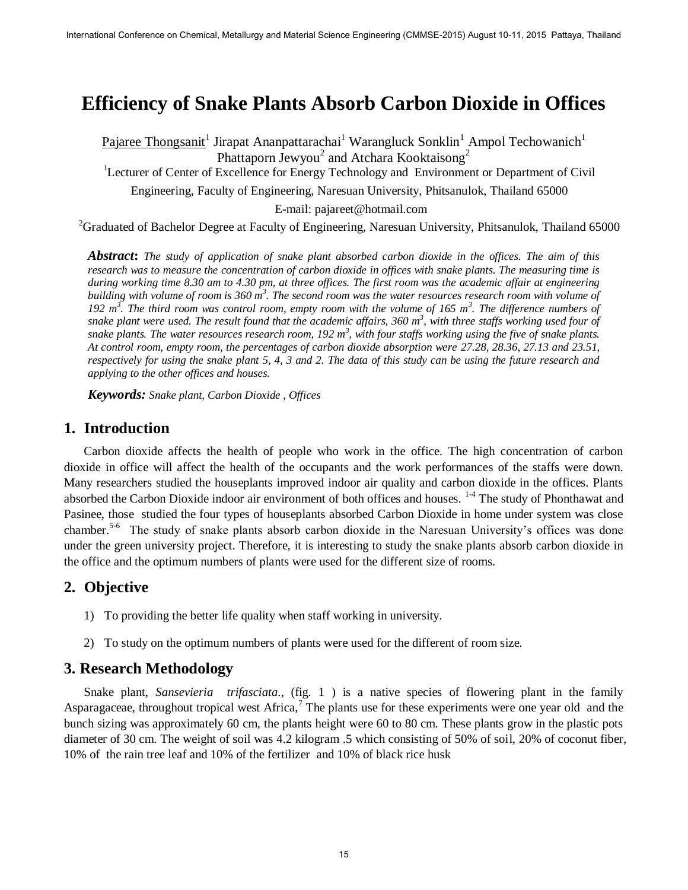# Efficiency of Snake Plants Absorb Carbon Dioxide in Offices

Pajaree Thongsanit[1] Jirapat Ananpattarachai[1] Warangluck Sonklin[1] Ampol Techowanich[1] Phattaporn Jewyou[2] and Atchara Kooktaisong[2]

[1]Lecturer of Center of Excellence for Energy Technology and Environment or Department of Civil Engineering, Faculty of Engineering, Naresuan University, Phitsanulok, Thailand 65000

E-mail: pajareet@hotmail.com

[2]Graduated of Bachelor Degree at Faculty of Engineering, Naresuan University, Phitsanulok, Thailand 65000

***Abstract*:** *The study of application of snake plant absorbed carbon dioxide in the offices. The aim of this research was to measure the concentration of carbon dioxide in offices with snake plants. The measuring time is during working time 8.30 am to 4.30 pm, at three offices. The first room was the academic affair at engineering building with volume of room is 360 $m^3$. The second room was the water resources research room with volume of 192 $m^3$. The third room was control room, empty room with the volume of 165 $m^3$. The difference numbers of snake plant were used. The result found that the academic affairs, 360 $m^3$, with three staffs working used four of snake plants. The water resources research room, 192 $m^3$, with four staffs working using the five of snake plants. At control room, empty room, the percentages of carbon dioxide absorption were 27.28, 28.36, 27.13 and 23.51, respectively for using the snake plant 5, 4, 3 and 2. The data of this study can be using the future research and applying to the other offices and houses.*

***Keywords:*** *Snake plant, Carbon Dioxide , Offices*

## 1. Introduction

Carbon dioxide affects the health of people who work in the office. The high concentration of carbon dioxide in office will affect the health of the occupants and the work performances of the staffs were down. Many researchers studied the houseplants improved indoor air quality and carbon dioxide in the offices. Plants absorbed the Carbon Dioxide indoor air environment of both offices and houses. [1-4] The study of Phonthawat and Pasinee, those studied the four types of houseplants absorbed Carbon Dioxide in home under system was close chamber.[5-6] The study of snake plants absorb carbon dioxide in the Naresuan University's offices was done under the green university project. Therefore, it is interesting to study the snake plants absorb carbon dioxide in the office and the optimum numbers of plants were used for the different size of rooms.

## 2. Objective

1) To providing the better life quality when staff working in university.
2) To study on the optimum numbers of plants were used for the different of room size.

## 3. Research Methodology

Snake plant, *Sansevieria trifasciata*., (fig. 1 ) is a native species of flowering plant in the family Asparagaceae, throughout tropical west Africa,[7] The plants use for these experiments were one year old and the bunch sizing was approximately 60 cm, the plants height were 60 to 80 cm. These plants grow in the plastic pots diameter of 30 cm. The weight of soil was 4.2 kilogram .5 which consisting of 50% of soil, 20% of coconut fiber, 10% of the rain tree leaf and 10% of the fertilizer and 10% of black rice husk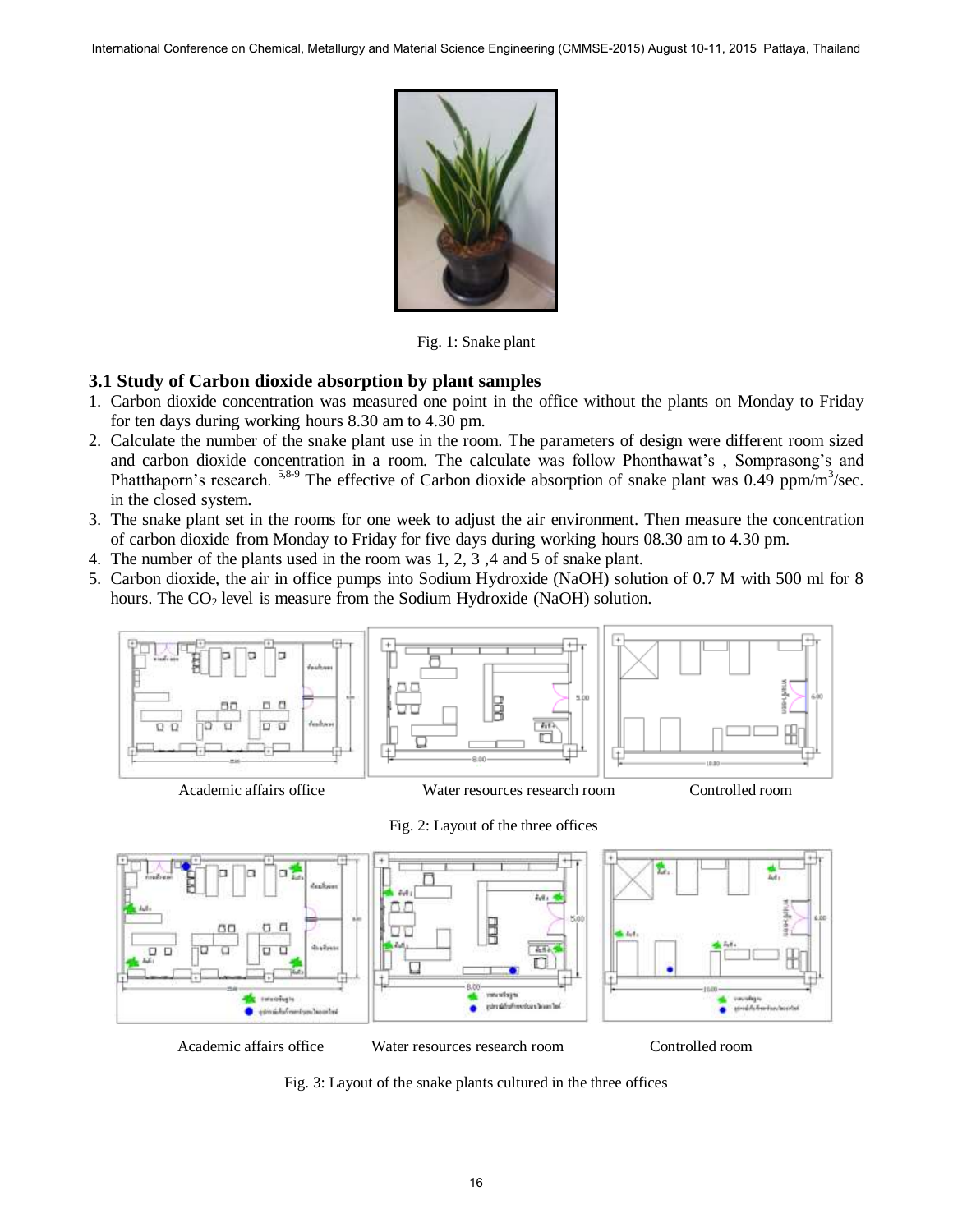Fig. 1: Snake plant

### 3.1 Study of Carbon dioxide absorption by plant samples

1. Carbon dioxide concentration was measured one point in the office without the plants on Monday to Friday for ten days during working hours 8.30 am to 4.30 pm.
2. Calculate the number of the snake plant use in the room. The parameters of design were different room sized and carbon dioxide concentration in a room. The calculate was follow Phonthawat's , Somprasong's and Phatthaporn's research. [5,8-9] The effective of Carbon dioxide absorption of snake plant was 0.49 ppm/$m^3$/sec. in the closed system.
3. The snake plant set in the rooms for one week to adjust the air environment. Then measure the concentration of carbon dioxide from Monday to Friday for five days during working hours 08.30 am to 4.30 pm.
4. The number of the plants used in the room was 1, 2, 3 ,4 and 5 of snake plant.
5. Carbon dioxide, the air in office pumps into Sodium Hydroxide (NaOH) solution of 0.7 M with 500 ml for 8 hours. The $CO_2$ level is measure from the Sodium Hydroxide (NaOH) solution.

Academic affairs office Water resources research room Controlled room

Fig. 2: Layout of the three offices

Academic affairs office Water resources research room Controlled room

Fig. 3: Layout of the snake plants cultured in the three offices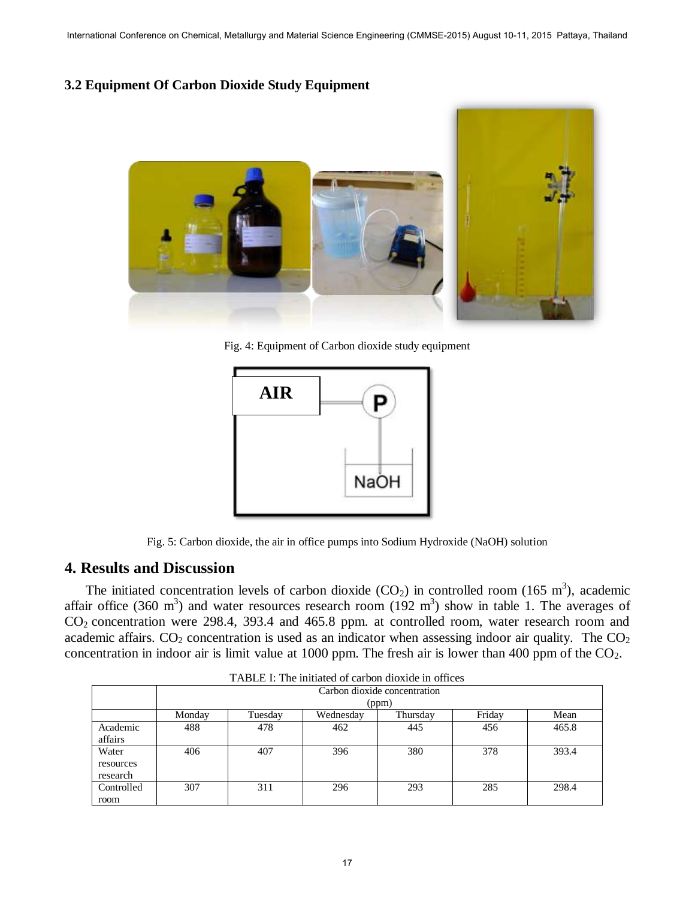### 3.2 Equipment Of Carbon Dioxide Study Equipment

Fig. 4: Equipment of Carbon dioxide study equipment

Fig. 5: Carbon dioxide, the air in office pumps into Sodium Hydroxide (NaOH) solution

## 4. Results and Discussion

The initiated concentration levels of carbon dioxide ($CO_2$) in controlled room (165 $m^3$), academic affair office (360 $m^3$) and water resources research room (192 $m^3$) show in table 1. The averages of $CO_2$ concentration were 298.4, 393.4 and 465.8 ppm. at controlled room, water research room and academic affairs. $CO_2$ concentration is used as an indicator when assessing indoor air quality. The $CO_2$ concentration in indoor air is limit value at 1000 ppm. The fresh air is lower than 400 ppm of the $CO_2$.

TABLE I: The initiated of carbon dioxide in offices

| | Carbon dioxide concentration (ppm) | | | | | |
|---|---|---|---|---|---|---|
| | Monday | Tuesday | Wednesday | Thursday | Friday | Mean |
| Academic affairs | 488 | 478 | 462 | 445 | 456 | 465.8 |
| Water resources research | 406 | 407 | 396 | 380 | 378 | 393.4 |
| Controlled room | 307 | 311 | 296 | 293 | 285 | 298.4 |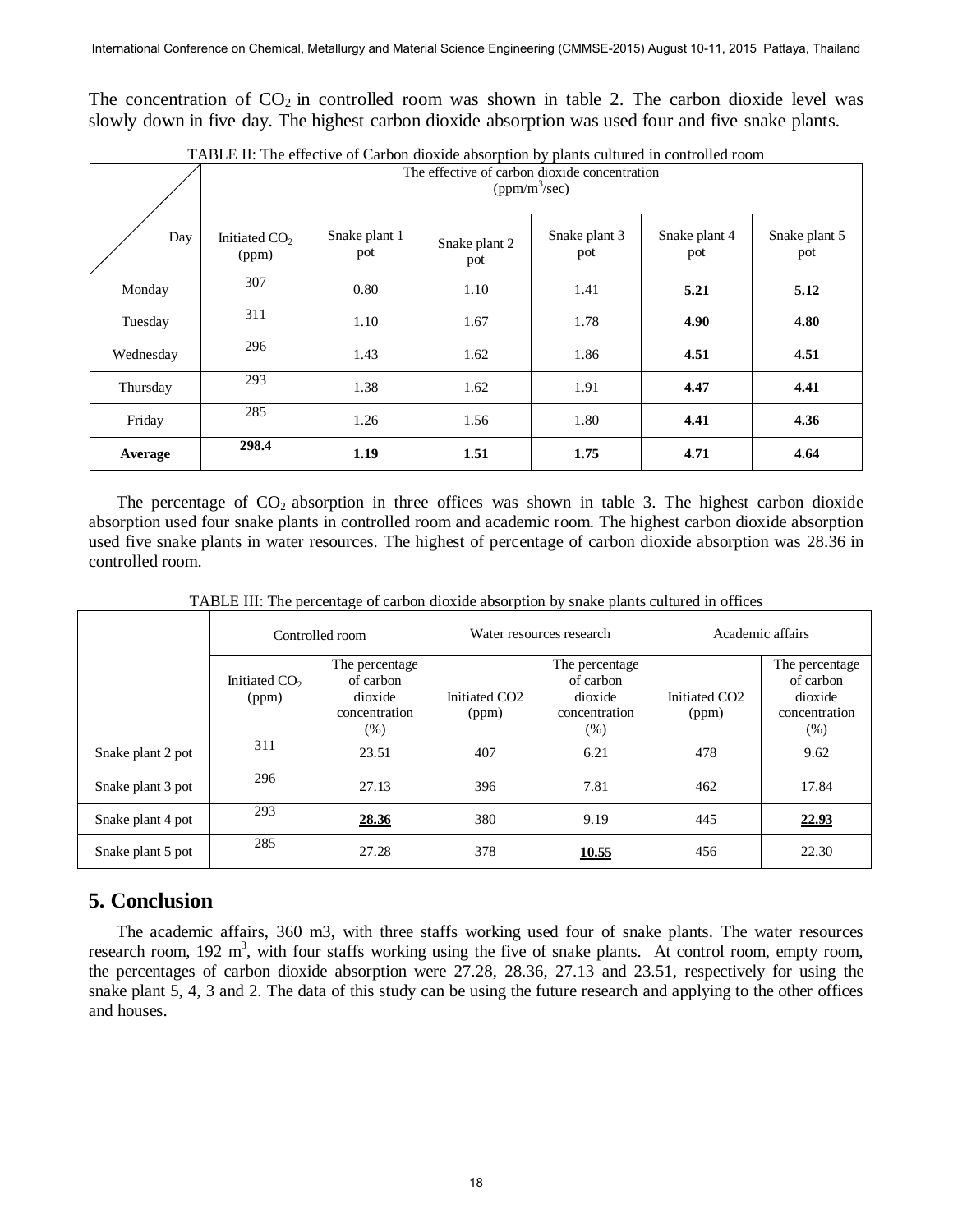The concentration of $CO_2$ in controlled room was shown in table 2. The carbon dioxide level was slowly down in five day. The highest carbon dioxide absorption was used four and five snake plants.

TABLE II: The effective of Carbon dioxide absorption by plants cultured in controlled room

| Day | The effective of carbon dioxide concentration ($ppm/m^3/sec$) | | | | | |
|---|---|---|---|---|---|---|
| | Initiated $CO_2$ (ppm) | Snake plant 1 pot | Snake plant 2 pot | Snake plant 3 pot | Snake plant 4 pot | Snake plant 5 pot |
| Monday | 307 | 0.80 | 1.10 | 1.41 | **5.21** | **5.12** |
| Tuesday | 311 | 1.10 | 1.67 | 1.78 | **4.90** | **4.80** |
| Wednesday | 296 | 1.43 | 1.62 | 1.86 | **4.51** | **4.51** |
| Thursday | 293 | 1.38 | 1.62 | 1.91 | **4.47** | **4.41** |
| Friday | 285 | 1.26 | 1.56 | 1.80 | **4.41** | **4.36** |
| **Average** | **298.4** | **1.19** | **1.51** | **1.75** | **4.71** | **4.64** |

The percentage of $CO_2$ absorption in three offices was shown in table 3. The highest carbon dioxide absorption used four snake plants in controlled room and academic room. The highest carbon dioxide absorption used five snake plants in water resources. The highest of percentage of carbon dioxide absorption was 28.36 in controlled room.

TABLE III: The percentage of carbon dioxide absorption by snake plants cultured in offices

| | Controlled room | | Water resources research | | Academic affairs | |
|---|---|---|---|---|---|---|
| | Initiated $CO_2$ (ppm) | The percentage of carbon dioxide concentration (%) | Initiated CO2 (ppm) | The percentage of carbon dioxide concentration (%) | Initiated CO2 (ppm) | The percentage of carbon dioxide concentration (%) |
| Snake plant 2 pot | 311 | 23.51 | 407 | 6.21 | 478 | 9.62 |
| Snake plant 3 pot | 296 | 27.13 | 396 | 7.81 | 462 | 17.84 |
| Snake plant 4 pot | 293 | **<u>28.36</u>** | 380 | 9.19 | 445 | **<u>22.93</u>** |
| Snake plant 5 pot | 285 | 27.28 | 378 | **<u>10.55</u>** | 456 | 22.30 |

## 5. Conclusion

The academic affairs, 360 m3, with three staffs working used four of snake plants. The water resources research room, 192 $m^3$, with four staffs working using the five of snake plants. At control room, empty room, the percentages of carbon dioxide absorption were 27.28, 28.36, 27.13 and 23.51, respectively for using the snake plant 5, 4, 3 and 2. The data of this study can be using the future research and applying to the other offices and houses.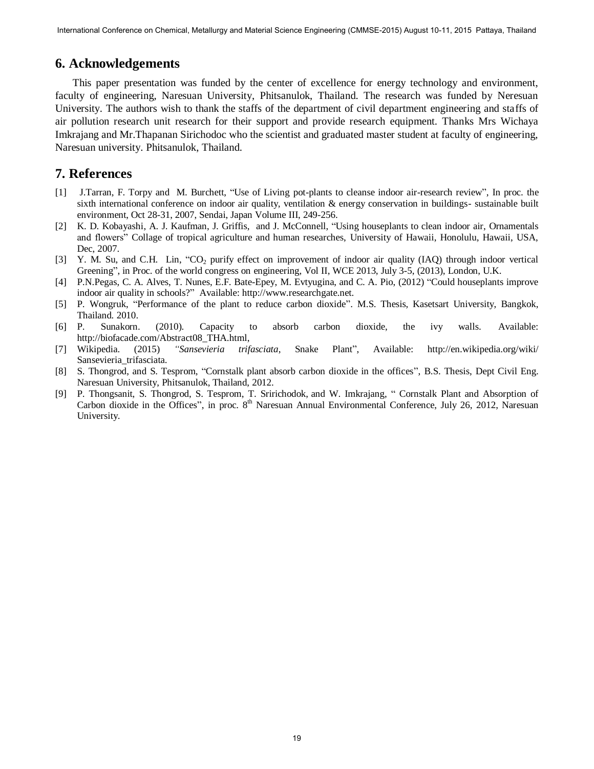## 6. Acknowledgements

This paper presentation was funded by the center of excellence for energy technology and environment, faculty of engineering, Naresuan University, Phitsanulok, Thailand. The research was funded by Neresuan University. The authors wish to thank the staffs of the department of civil department engineering and staffs of air pollution research unit research for their support and provide research equipment. Thanks Mrs Wichaya Imkrajang and Mr.Thapanan Sirichodoc who the scientist and graduated master student at faculty of engineering, Naresuan university. Phitsanulok, Thailand.

## 7. References

[1] J.Tarran, F. Torpy and M. Burchett, "Use of Living pot-plants to cleanse indoor air-research review", In proc. the sixth international conference on indoor air quality, ventilation & energy conservation in buildings- sustainable built environment, Oct 28-31, 2007, Sendai, Japan Volume III, 249-256.

[2] K. D. Kobayashi, A. J. Kaufman, J. Griffis, and J. McConnell, "Using houseplants to clean indoor air, Ornamentals and flowers" Collage of tropical agriculture and human researches, University of Hawaii, Honolulu, Hawaii, USA, Dec, 2007.

[3] Y. M. Su, and C.H. Lin, "$CO_2$ purify effect on improvement of indoor air quality (IAQ) through indoor vertical Greening", in Proc. of the world congress on engineering, Vol II, WCE 2013, July 3-5, (2013), London, U.K.

[4] P.N.Pegas, C. A. Alves, T. Nunes, E.F. Bate-Epey, M. Evtyugina, and C. A. Pio, (2012) "Could houseplants improve indoor air quality in schools?" Available: http://www.researchgate.net.

[5] P. Wongruk, "Performance of the plant to reduce carbon dioxide". M.S. Thesis, Kasetsart University, Bangkok, Thailand. 2010.

[6] P. Sunakorn. (2010). Capacity to absorb carbon dioxide, the ivy walls. Available: http://biofacade.com/Abstract08_THA.html,

[7] Wikipedia. (2015) "*Sansevieria trifasciata*, Snake Plant", Available: http://en.wikipedia.org/wiki/ Sansevieria_trifasciata.

[8] S. Thongrod, and S. Tesprom, "Cornstalk plant absorb carbon dioxide in the offices", B.S. Thesis, Dept Civil Eng. Naresuan University, Phitsanulok, Thailand, 2012.

[9] P. Thongsanit, S. Thongrod, S. Tesprom, T. Sririchodok, and W. Imkrajang, " Cornstalk Plant and Absorption of Carbon dioxide in the Offices", in proc. 8th Naresuan Annual Environmental Conference, July 26, 2012, Naresuan University.